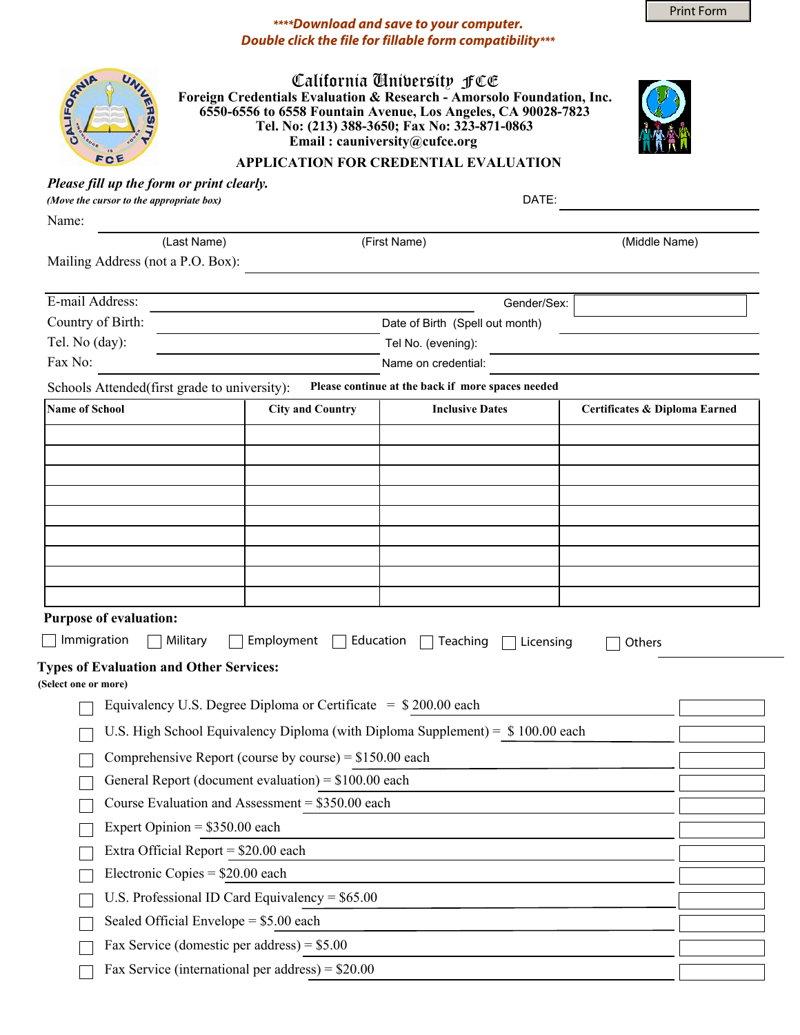Print Form

****Download and save to your computer.
Double click the file for fillable form compatibility***

# California University FCE

**Foreign Credentials Evaluation & Research - Amorsolo Foundation, Inc.**
**6550-6556 to 6558 Fountain Avenue, Los Angeles, CA 90028-7823**
**Tel. No: (213) 388-3650; Fax No: 323-871-0863**
**Email : cauniversity@cufce.org**

## APPLICATION FOR CREDENTIAL EVALUATION

***Please fill up the form or print clearly.***
***(Move the cursor to the appropriate box)***

DATE: ______________________

Name: ____________________________________________________________
(Last Name) (First Name) (Middle Name)

Mailing Address (not a P.O. Box): ____________________________________________

____________________________________________________________

E-mail Address: ______________________ Gender/Sex: ____________

Country of Birth: ______________________ Date of Birth (Spell out month) ______________________

Tel. No (day): ______________________ Tel No. (evening): ______________________

Fax No: ______________________ Name on credential: ______________________

Schools Attended(first grade to university): **Please continue at the back if more spaces needed**

| Name of School | City and Country | Inclusive Dates | Certificates & Diploma Earned |
|---|---|---|---|
| | | | |
| | | | |
| | | | |
| | | | |
| | | | |
| | | | |
| | | | |
| | | | |
| | | | |

**Purpose of evaluation:**

☐ Immigration ☐ Military ☐ Employment ☐ Education ☐ Teaching ☐ Licensing ☐ Others ______________

**Types of Evaluation and Other Services:**
**(Select one or more)**

- ☐ Equivalency U.S. Degree Diploma or Certificate = $ 200.00 each ____________
- ☐ U.S. High School Equivalency Diploma (with Diploma Supplement) = $ 100.00 each ____________
- ☐ Comprehensive Report (course by course) = $150.00 each ____________
- ☐ General Report (document evaluation) = $100.00 each ____________
- ☐ Course Evaluation and Assessment = $350.00 each ____________
- ☐ Expert Opinion = $350.00 each ____________
- ☐ Extra Official Report = $20.00 each ____________
- ☐ Electronic Copies = $20.00 each ____________
- ☐ U.S. Professional ID Card Equivalency = $65.00 ____________
- ☐ Sealed Official Envelope = $5.00 each ____________
- ☐ Fax Service (domestic per address) = $5.00 ____________
- ☐ Fax Service (international per address) = $20.00 ____________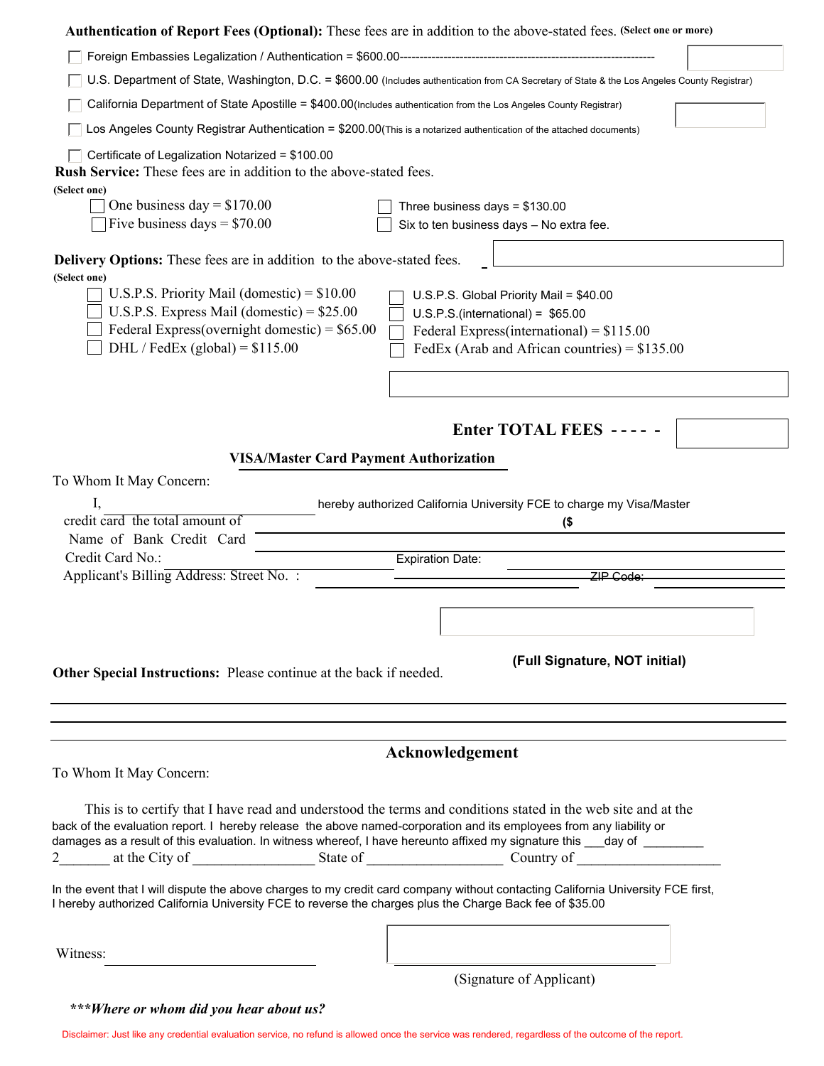**Authentication of Report Fees (Optional):** These fees are in addition to the above-stated fees. **(Select one or more)**

- ☐ Foreign Embassies Legalization / Authentication = $600.00-------------------------------------------------------------
- ☐ U.S. Department of State, Washington, D.C. = $600.00 (Includes authentication from CA Secretary of State & the Los Angeles County Registrar)
- ☐ California Department of State Apostille = $400.00(Includes authentication from the Los Angeles County Registrar)
- ☐ Los Angeles County Registrar Authentication = $200.00(This is a notarized authentication of the attached documents)
- ☐ Certificate of Legalization Notarized = $100.00

**Rush Service:** These fees are in addition to the above-stated fees.

**(Select one)**

- ☐ One business day = $170.00
- ☐ Five business days = $70.00
- ☐ Three business days = $130.00
- ☐ Six to ten business days – No extra fee.

**Delivery Options:** These fees are in addition to the above-stated fees.

**(Select one)**

- ☐ U.S.P.S. Priority Mail (domestic) = $10.00
- ☐ U.S.P.S. Express Mail (domestic) = $25.00
- ☐ Federal Express(overnight domestic) = $65.00
- ☐ DHL / FedEx (global) = $115.00
- ☐ U.S.P.S. Global Priority Mail = $40.00
- ☐ U.S.P.S.(international) = $65.00
- ☐ Federal Express(international) = $115.00
- ☐ FedEx (Arab and African countries) = $135.00

**Enter TOTAL FEES - - - - -**

## VISA/Master Card Payment Authorization

To Whom It May Concern:

I, ____________________ hereby authorized California University FCE to charge my Visa/Master credit card the total amount of ____________________ **($** ____________________

Name of Bank Credit Card ____________________

Credit Card No.: ____________________ Expiration Date: ____________________

Applicant's Billing Address: Street No. : ____________________ ZIP Code: ____________________

**(Full Signature, NOT initial)**

**Other Special Instructions:** Please continue at the back if needed.

## Acknowledgement

To Whom It May Concern:

This is to certify that I have read and understood the terms and conditions stated in the web site and at the back of the evaluation report. I hereby release the above named-corporation and its employees from any liability or damages as a result of this evaluation. In witness whereof, I have hereunto affixed my signature this ___day of _________ 2_______ at the City of _________________ State of ___________________ Country of ____________________

In the event that I will dispute the above charges to my credit card company without contacting California University FCE first, I hereby authorized California University FCE to reverse the charges plus the Charge Back fee of $35.00

Witness: ____________________

(Signature of Applicant)

***Where or whom did you hear about us?***

Disclaimer: Just like any credential evaluation service, no refund is allowed once the service was rendered, regardless of the outcome of the report.